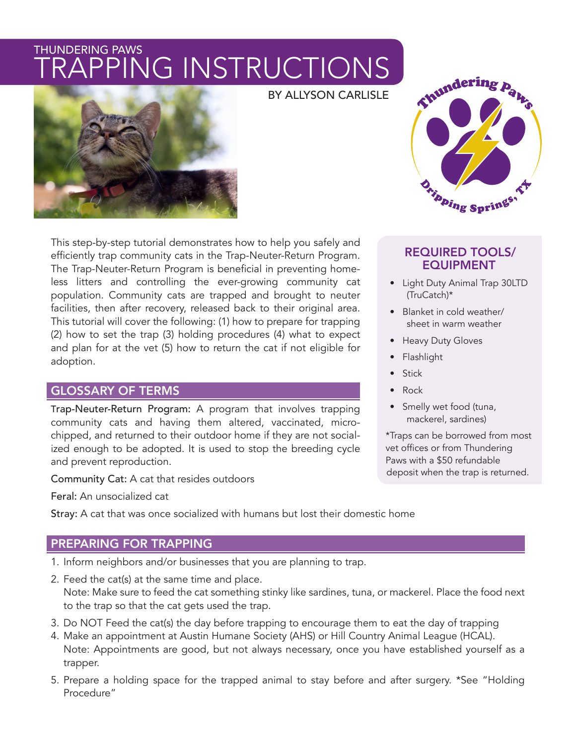THUNDERING PAWS

# TRAPPING INSTRUCTIONS

BY ALLYSON CARLISLE

This step-by-step tutorial demonstrates how to help you safely and efficiently trap community cats in the Trap-Neuter-Return Program. The Trap-Neuter-Return Program is beneficial in preventing homeless litters and controlling the ever-growing community cat population. Community cats are trapped and brought to neuter facilities, then after recovery, released back to their original area. This tutorial will cover the following: (1) how to prepare for trapping (2) how to set the trap (3) holding procedures (4) what to expect and plan for at the vet (5) how to return the cat if not eligible for adoption.

### REQUIRED TOOLS/ EQUIPMENT

- Light Duty Animal Trap 30LTD (TruCatch)*
- Blanket in cold weather/ sheet in warm weather
- Heavy Duty Gloves
- Flashlight
- Stick
- Rock
- Smelly wet food (tuna, mackerel, sardines)

*Traps can be borrowed from most vet offices or from Thundering Paws with a $50 refundable deposit when the trap is returned.

## GLOSSARY OF TERMS

**Trap-Neuter-Return Program:** A program that involves trapping community cats and having them altered, vaccinated, microchipped, and returned to their outdoor home if they are not socialized enough to be adopted. It is used to stop the breeding cycle and prevent reproduction.

**Community Cat:** A cat that resides outdoors

**Feral:** An unsocialized cat

**Stray:** A cat that was once socialized with humans but lost their domestic home

## PREPARING FOR TRAPPING

1. Inform neighbors and/or businesses that you are planning to trap.
2. Feed the cat(s) at the same time and place.
   Note: Make sure to feed the cat something stinky like sardines, tuna, or mackerel. Place the food next to the trap so that the cat gets used the trap.
3. Do NOT Feed the cat(s) the day before trapping to encourage them to eat the day of trapping
4. Make an appointment at Austin Humane Society (AHS) or Hill Country Animal League (HCAL).
   Note: Appointments are good, but not always necessary, once you have established yourself as a trapper.
5. Prepare a holding space for the trapped animal to stay before and after surgery. *See "Holding Procedure"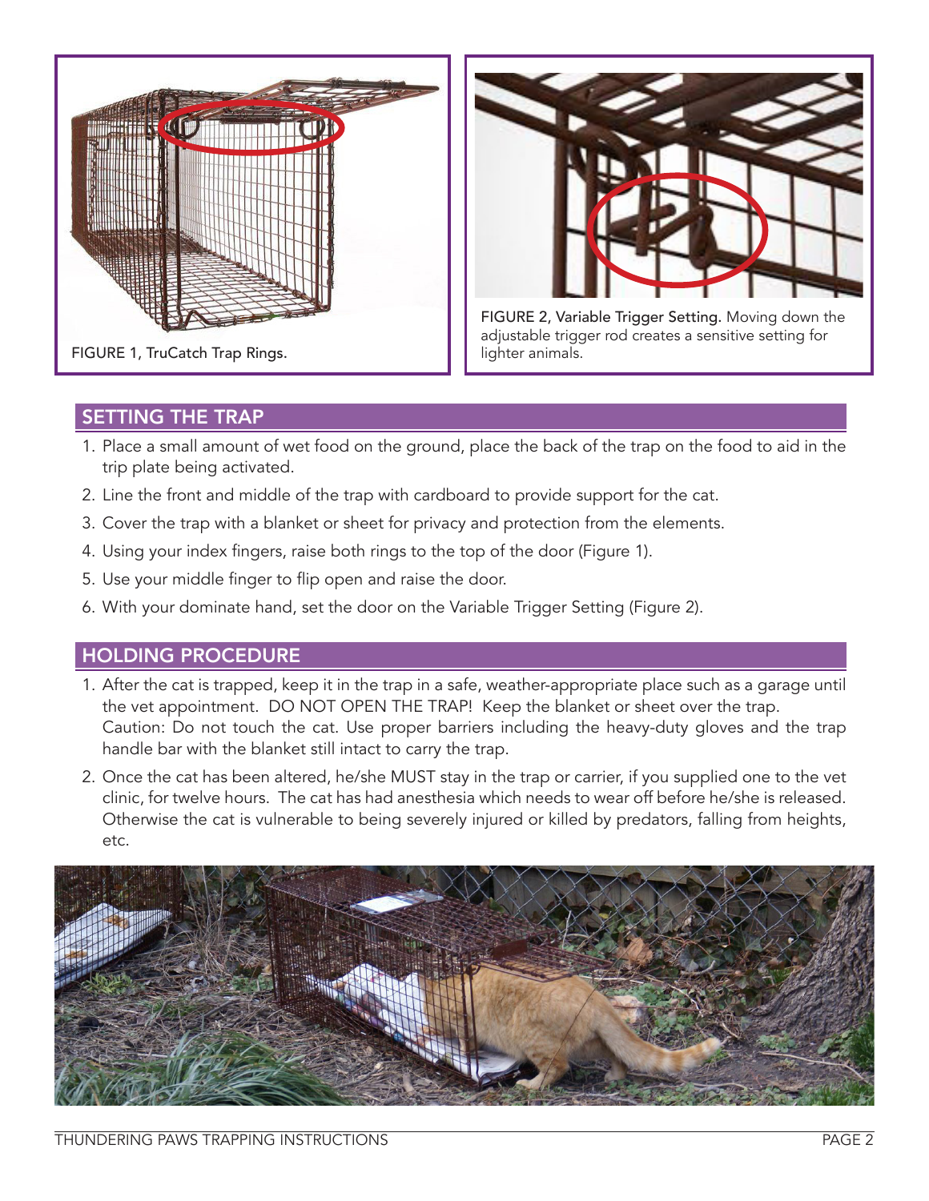FIGURE 1, TruCatch Trap Rings.

FIGURE 2, Variable Trigger Setting. Moving down the adjustable trigger rod creates a sensitive setting for lighter animals.

## SETTING THE TRAP

1. Place a small amount of wet food on the ground, place the back of the trap on the food to aid in the trip plate being activated.
2. Line the front and middle of the trap with cardboard to provide support for the cat.
3. Cover the trap with a blanket or sheet for privacy and protection from the elements.
4. Using your index fingers, raise both rings to the top of the door (Figure 1).
5. Use your middle finger to flip open and raise the door.
6. With your dominate hand, set the door on the Variable Trigger Setting (Figure 2).

## HOLDING PROCEDURE

1. After the cat is trapped, keep it in the trap in a safe, weather-appropriate place such as a garage until the vet appointment. DO NOT OPEN THE TRAP! Keep the blanket or sheet over the trap.
   Caution: Do not touch the cat. Use proper barriers including the heavy-duty gloves and the trap handle bar with the blanket still intact to carry the trap.
2. Once the cat has been altered, he/she MUST stay in the trap or carrier, if you supplied one to the vet clinic, for twelve hours. The cat has had anesthesia which needs to wear off before he/she is released. Otherwise the cat is vulnerable to being severely injured or killed by predators, falling from heights, etc.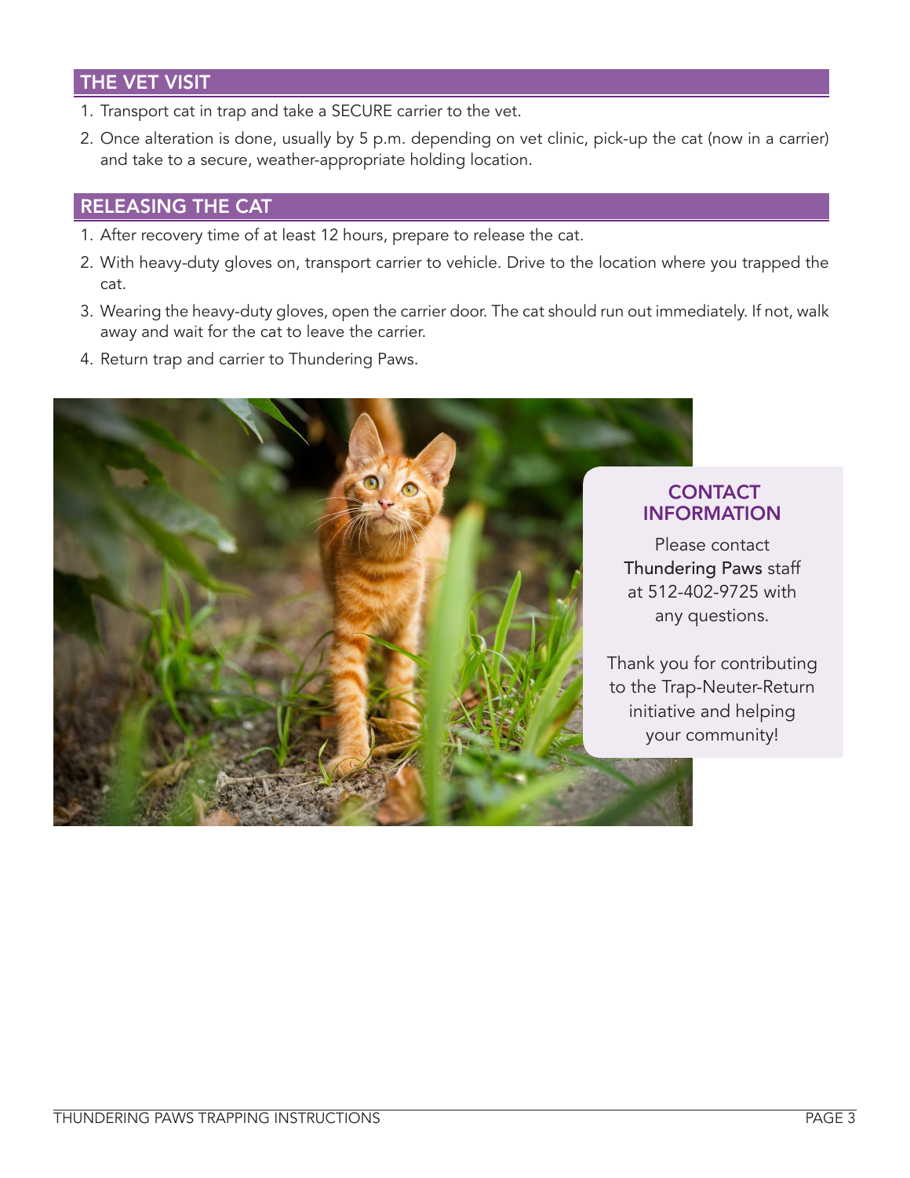## THE VET VISIT

1. Transport cat in trap and take a SECURE carrier to the vet.
2. Once alteration is done, usually by 5 p.m. depending on vet clinic, pick-up the cat (now in a carrier) and take to a secure, weather-appropriate holding location.

## RELEASING THE CAT

1. After recovery time of at least 12 hours, prepare to release the cat.
2. With heavy-duty gloves on, transport carrier to vehicle. Drive to the location where you trapped the cat.
3. Wearing the heavy-duty gloves, open the carrier door. The cat should run out immediately. If not, walk away and wait for the cat to leave the carrier.
4. Return trap and carrier to Thundering Paws.

### CONTACT INFORMATION

Please contact Thundering Paws staff at 512-402-9725 with any questions.

Thank you for contributing to the Trap-Neuter-Return initiative and helping your community!